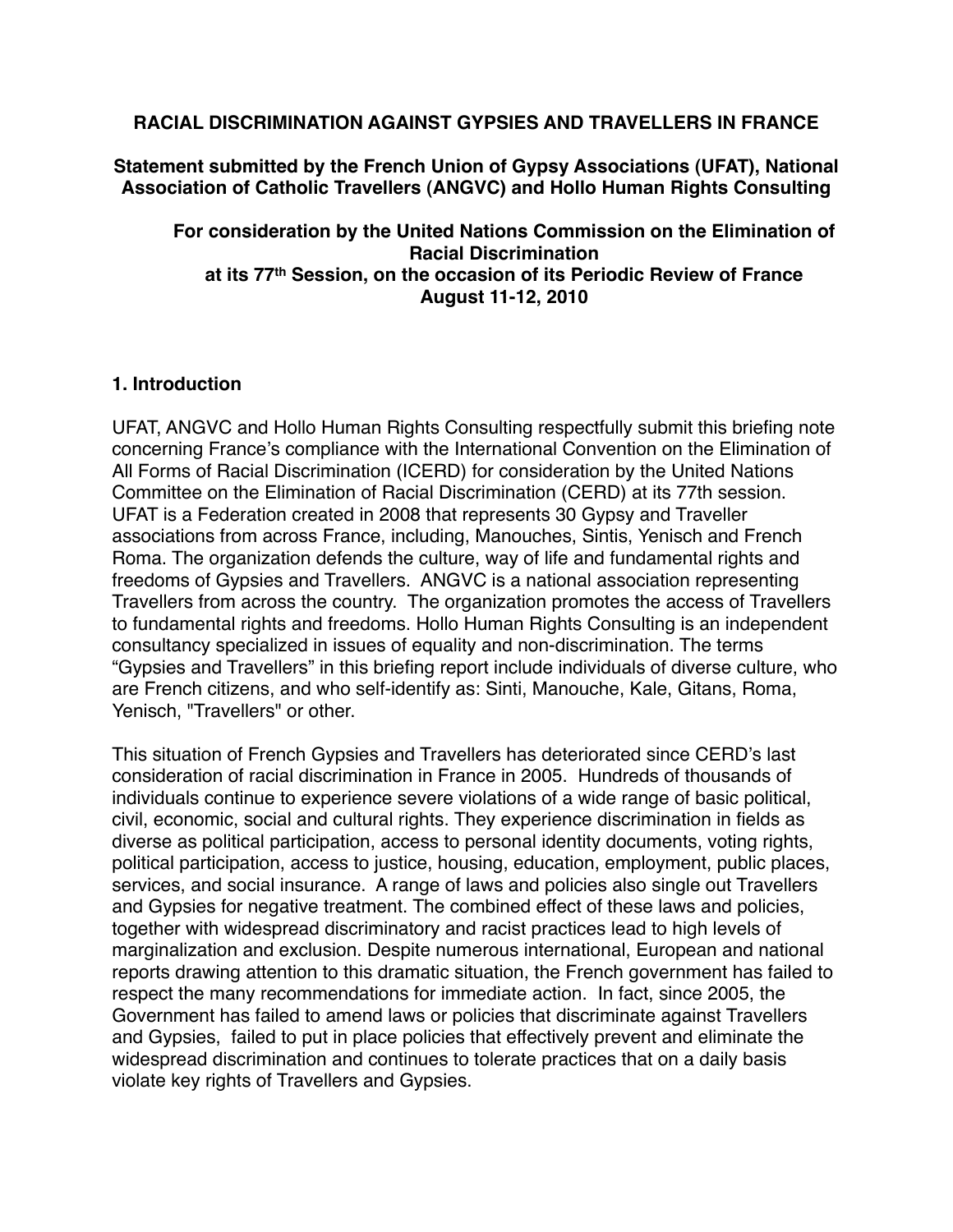**RACIAL DISCRIMINATION AGAINST GYPSIES AND TRAVELLERS IN FRANCE**

**Statement submitted by the French Union of Gypsy Associations (UFAT), National Association of Catholic Travellers (ANGVC) and Hollo Human Rights Consulting**

**For consideration by the United Nations Commission on the Elimination of Racial Discrimination at its 77th Session, on the occasion of its Periodic Review of France August 11-12, 2010**

## 1. Introduction

UFAT, ANGVC and Hollo Human Rights Consulting respectfully submit this briefing note concerning France's compliance with the International Convention on the Elimination of All Forms of Racial Discrimination (ICERD) for consideration by the United Nations Committee on the Elimination of Racial Discrimination (CERD) at its 77th session. UFAT is a Federation created in 2008 that represents 30 Gypsy and Traveller associations from across France, including, Manouches, Sintis, Yenisch and French Roma. The organization defends the culture, way of life and fundamental rights and freedoms of Gypsies and Travellers. ANGVC is a national association representing Travellers from across the country. The organization promotes the access of Travellers to fundamental rights and freedoms. Hollo Human Rights Consulting is an independent consultancy specialized in issues of equality and non-discrimination. The terms "Gypsies and Travellers" in this briefing report include individuals of diverse culture, who are French citizens, and who self-identify as: Sinti, Manouche, Kale, Gitans, Roma, Yenisch, "Travellers" or other.

This situation of French Gypsies and Travellers has deteriorated since CERD's last consideration of racial discrimination in France in 2005. Hundreds of thousands of individuals continue to experience severe violations of a wide range of basic political, civil, economic, social and cultural rights. They experience discrimination in fields as diverse as political participation, access to personal identity documents, voting rights, political participation, access to justice, housing, education, employment, public places, services, and social insurance. A range of laws and policies also single out Travellers and Gypsies for negative treatment. The combined effect of these laws and policies, together with widespread discriminatory and racist practices lead to high levels of marginalization and exclusion. Despite numerous international, European and national reports drawing attention to this dramatic situation, the French government has failed to respect the many recommendations for immediate action. In fact, since 2005, the Government has failed to amend laws or policies that discriminate against Travellers and Gypsies, failed to put in place policies that effectively prevent and eliminate the widespread discrimination and continues to tolerate practices that on a daily basis violate key rights of Travellers and Gypsies.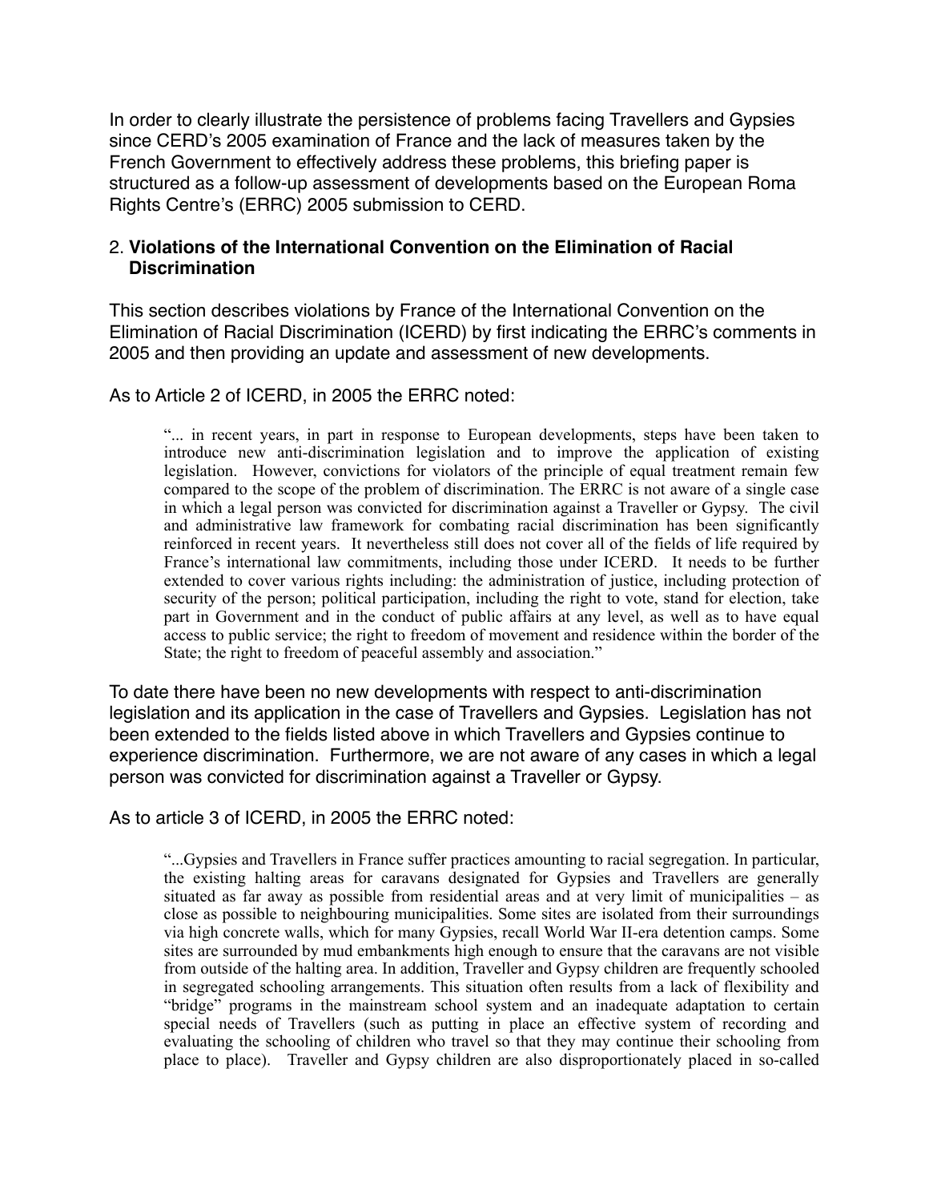In order to clearly illustrate the persistence of problems facing Travellers and Gypsies since CERD's 2005 examination of France and the lack of measures taken by the French Government to effectively address these problems, this briefing paper is structured as a follow-up assessment of developments based on the European Roma Rights Centre's (ERRC) 2005 submission to CERD.

## 2. **Violations of the International Convention on the Elimination of Racial Discrimination**

This section describes violations by France of the International Convention on the Elimination of Racial Discrimination (ICERD) by first indicating the ERRC's comments in 2005 and then providing an update and assessment of new developments.

As to Article 2 of ICERD, in 2005 the ERRC noted:

> "... in recent years, in part in response to European developments, steps have been taken to introduce new anti-discrimination legislation and to improve the application of existing legislation. However, convictions for violators of the principle of equal treatment remain few compared to the scope of the problem of discrimination. The ERRC is not aware of a single case in which a legal person was convicted for discrimination against a Traveller or Gypsy. The civil and administrative law framework for combating racial discrimination has been significantly reinforced in recent years. It nevertheless still does not cover all of the fields of life required by France's international law commitments, including those under ICERD. It needs to be further extended to cover various rights including: the administration of justice, including protection of security of the person; political participation, including the right to vote, stand for election, take part in Government and in the conduct of public affairs at any level, as well as to have equal access to public service; the right to freedom of movement and residence within the border of the State; the right to freedom of peaceful assembly and association."

To date there have been no new developments with respect to anti-discrimination legislation and its application in the case of Travellers and Gypsies. Legislation has not been extended to the fields listed above in which Travellers and Gypsies continue to experience discrimination. Furthermore, we are not aware of any cases in which a legal person was convicted for discrimination against a Traveller or Gypsy.

As to article 3 of ICERD, in 2005 the ERRC noted:

> "...Gypsies and Travellers in France suffer practices amounting to racial segregation. In particular, the existing halting areas for caravans designated for Gypsies and Travellers are generally situated as far away as possible from residential areas and at very limit of municipalities – as close as possible to neighbouring municipalities. Some sites are isolated from their surroundings via high concrete walls, which for many Gypsies, recall World War II-era detention camps. Some sites are surrounded by mud embankments high enough to ensure that the caravans are not visible from outside of the halting area. In addition, Traveller and Gypsy children are frequently schooled in segregated schooling arrangements. This situation often results from a lack of flexibility and "bridge" programs in the mainstream school system and an inadequate adaptation to certain special needs of Travellers (such as putting in place an effective system of recording and evaluating the schooling of children who travel so that they may continue their schooling from place to place). Traveller and Gypsy children are also disproportionately placed in so-called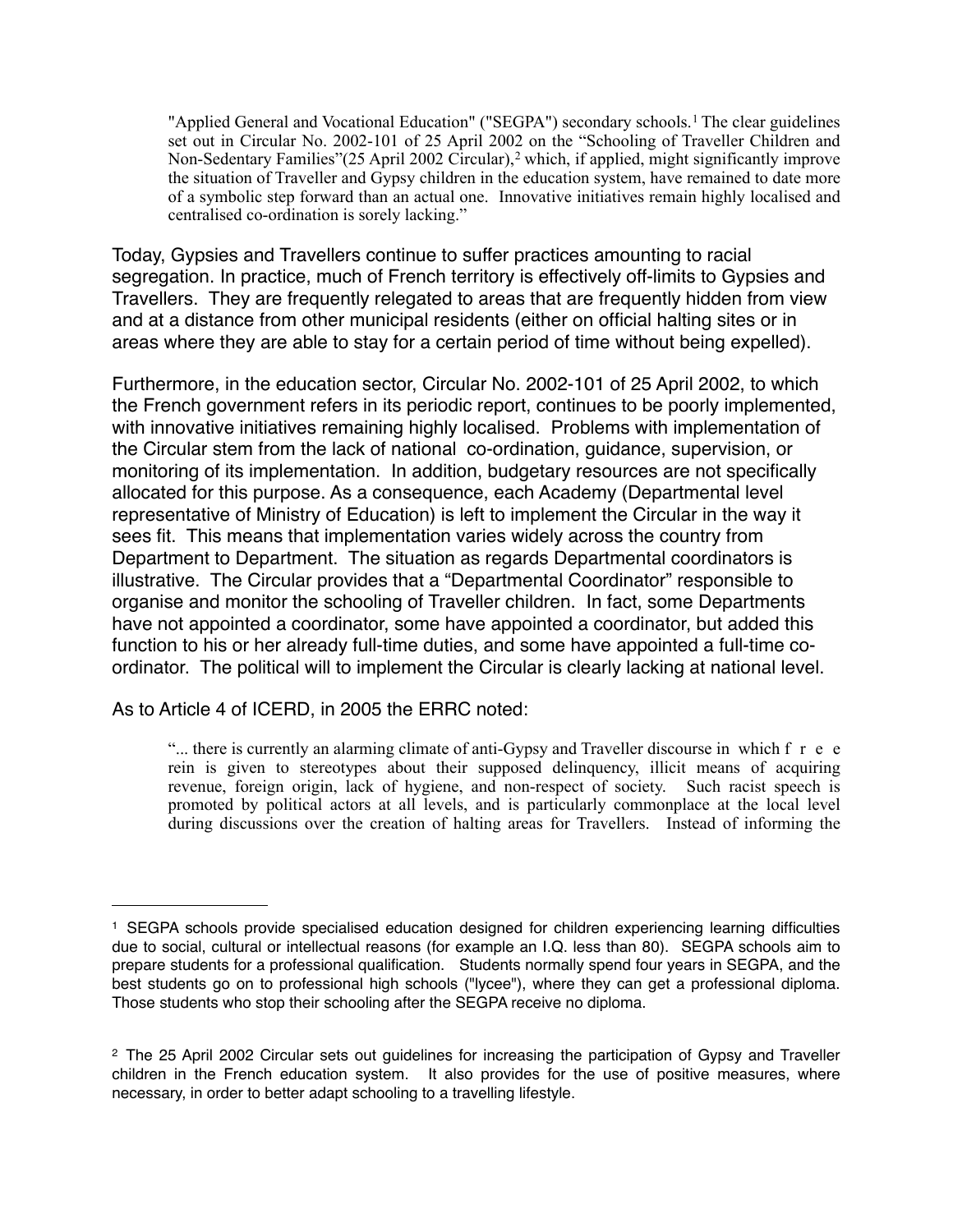> "Applied General and Vocational Education" ("SEGPA") secondary schools.[1] The clear guidelines set out in Circular No. 2002-101 of 25 April 2002 on the "Schooling of Traveller Children and Non-Sedentary Families"(25 April 2002 Circular),[2] which, if applied, might significantly improve the situation of Traveller and Gypsy children in the education system, have remained to date more of a symbolic step forward than an actual one. Innovative initiatives remain highly localised and centralised co-ordination is sorely lacking."

Today, Gypsies and Travellers continue to suffer practices amounting to racial segregation. In practice, much of French territory is effectively off-limits to Gypsies and Travellers. They are frequently relegated to areas that are frequently hidden from view and at a distance from other municipal residents (either on official halting sites or in areas where they are able to stay for a certain period of time without being expelled).

Furthermore, in the education sector, Circular No. 2002-101 of 25 April 2002, to which the French government refers in its periodic report, continues to be poorly implemented, with innovative initiatives remaining highly localised. Problems with implementation of the Circular stem from the lack of national co-ordination, guidance, supervision, or monitoring of its implementation. In addition, budgetary resources are not specifically allocated for this purpose. As a consequence, each Academy (Departmental level representative of Ministry of Education) is left to implement the Circular in the way it sees fit. This means that implementation varies widely across the country from Department to Department. The situation as regards Departmental coordinators is illustrative. The Circular provides that a "Departmental Coordinator" responsible to organise and monitor the schooling of Traveller children. In fact, some Departments have not appointed a coordinator, some have appointed a coordinator, but added this function to his or her already full-time duties, and some have appointed a full-time co-ordinator. The political will to implement the Circular is clearly lacking at national level.

As to Article 4 of ICERD, in 2005 the ERRC noted:

> "... there is currently an alarming climate of anti-Gypsy and Traveller discourse in which free rein is given to stereotypes about their supposed delinquency, illicit means of acquiring revenue, foreign origin, lack of hygiene, and non-respect of society. Such racist speech is promoted by political actors at all levels, and is particularly commonplace at the local level during discussions over the creation of halting areas for Travellers. Instead of informing the

---

[1] SEGPA schools provide specialised education designed for children experiencing learning difficulties due to social, cultural or intellectual reasons (for example an I.Q. less than 80). SEGPA schools aim to prepare students for a professional qualification. Students normally spend four years in SEGPA, and the best students go on to professional high schools ("lycee"), where they can get a professional diploma. Those students who stop their schooling after the SEGPA receive no diploma.

[2] The 25 April 2002 Circular sets out guidelines for increasing the participation of Gypsy and Traveller children in the French education system. It also provides for the use of positive measures, where necessary, in order to better adapt schooling to a travelling lifestyle.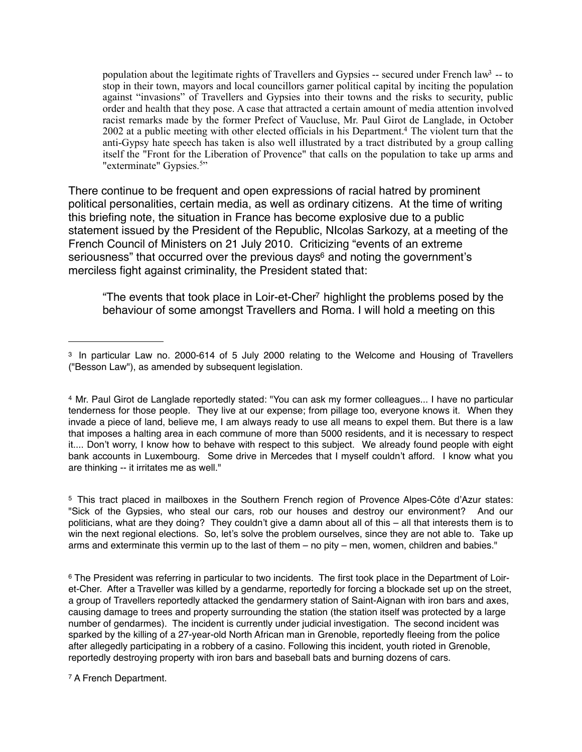> population about the legitimate rights of Travellers and Gypsies -- secured under French law[3] -- to stop in their town, mayors and local councillors garner political capital by inciting the population against "invasions" of Travellers and Gypsies into their towns and the risks to security, public order and health that they pose. A case that attracted a certain amount of media attention involved racist remarks made by the former Prefect of Vaucluse, Mr. Paul Girot de Langlade, in October 2002 at a public meeting with other elected officials in his Department.[4] The violent turn that the anti-Gypsy hate speech has taken is also well illustrated by a tract distributed by a group calling itself the "Front for the Liberation of Provence" that calls on the population to take up arms and "exterminate" Gypsies.[5]"

There continue to be frequent and open expressions of racial hatred by prominent political personalities, certain media, as well as ordinary citizens. At the time of writing this briefing note, the situation in France has become explosive due to a public statement issued by the President of the Republic, NIcolas Sarkozy, at a meeting of the French Council of Ministers on 21 July 2010. Criticizing "events of an extreme seriousness" that occurred over the previous days[6] and noting the government's merciless fight against criminality, the President stated that:

> "The events that took place in Loir-et-Cher[7] highlight the problems posed by the behaviour of some amongst Travellers and Roma. I will hold a meeting on this

---

[3] In particular Law no. 2000-614 of 5 July 2000 relating to the Welcome and Housing of Travellers ("Besson Law"), as amended by subsequent legislation.

[4] Mr. Paul Girot de Langlade reportedly stated: "You can ask my former colleagues... I have no particular tenderness for those people. They live at our expense; from pillage too, everyone knows it. When they invade a piece of land, believe me, I am always ready to use all means to expel them. But there is a law that imposes a halting area in each commune of more than 5000 residents, and it is necessary to respect it.... Don't worry, I know how to behave with respect to this subject. We already found people with eight bank accounts in Luxembourg. Some drive in Mercedes that I myself couldn't afford. I know what you are thinking -- it irritates me as well."

[5] This tract placed in mailboxes in the Southern French region of Provence Alpes-Côte d'Azur states: "Sick of the Gypsies, who steal our cars, rob our houses and destroy our environment? And our politicians, what are they doing? They couldn't give a damn about all of this – all that interests them is to win the next regional elections. So, let's solve the problem ourselves, since they are not able to. Take up arms and exterminate this vermin up to the last of them – no pity – men, women, children and babies."

[6] The President was referring in particular to two incidents. The first took place in the Department of Loir-et-Cher. After a Traveller was killed by a gendarme, reportedly for forcing a blockade set up on the street, a group of Travellers reportedly attacked the gendarmery station of Saint-Aignan with iron bars and axes, causing damage to trees and property surrounding the station (the station itself was protected by a large number of gendarmes). The incident is currently under judicial investigation. The second incident was sparked by the killing of a 27-year-old North African man in Grenoble, reportedly fleeing from the police after allegedly participating in a robbery of a casino. Following this incident, youth rioted in Grenoble, reportedly destroying property with iron bars and baseball bats and burning dozens of cars.

[7] A French Department.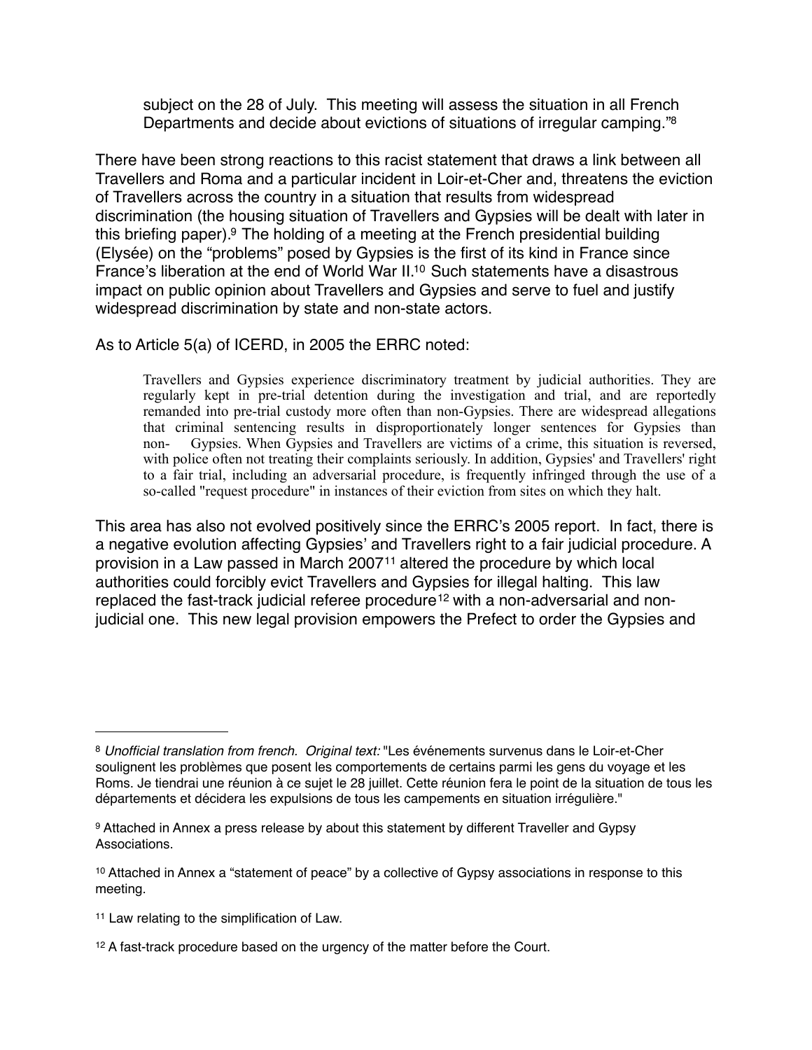> subject on the 28 of July. This meeting will assess the situation in all French Departments and decide about evictions of situations of irregular camping."[8]

There have been strong reactions to this racist statement that draws a link between all Travellers and Roma and a particular incident in Loir-et-Cher and, threatens the eviction of Travellers across the country in a situation that results from widespread discrimination (the housing situation of Travellers and Gypsies will be dealt with later in this briefing paper).[9] The holding of a meeting at the French presidential building (Elysée) on the "problems" posed by Gypsies is the first of its kind in France since France's liberation at the end of World War II.[10] Such statements have a disastrous impact on public opinion about Travellers and Gypsies and serve to fuel and justify widespread discrimination by state and non-state actors.

As to Article 5(a) of ICERD, in 2005 the ERRC noted:

> Travellers and Gypsies experience discriminatory treatment by judicial authorities. They are regularly kept in pre-trial detention during the investigation and trial, and are reportedly remanded into pre-trial custody more often than non-Gypsies. There are widespread allegations that criminal sentencing results in disproportionately longer sentences for Gypsies than non- Gypsies. When Gypsies and Travellers are victims of a crime, this situation is reversed, with police often not treating their complaints seriously. In addition, Gypsies' and Travellers' right to a fair trial, including an adversarial procedure, is frequently infringed through the use of a so-called "request procedure" in instances of their eviction from sites on which they halt.

This area has also not evolved positively since the ERRC's 2005 report. In fact, there is a negative evolution affecting Gypsies' and Travellers right to a fair judicial procedure. A provision in a Law passed in March 2007[11] altered the procedure by which local authorities could forcibly evict Travellers and Gypsies for illegal halting. This law replaced the fast-track judicial referee procedure[12] with a non-adversarial and non-judicial one. This new legal provision empowers the Prefect to order the Gypsies and

---

[8] *Unofficial translation from french. Original text:* "Les événements survenus dans le Loir-et-Cher soulignent les problèmes que posent les comportements de certains parmi les gens du voyage et les Roms. Je tiendrai une réunion à ce sujet le 28 juillet. Cette réunion fera le point de la situation de tous les départements et décidera les expulsions de tous les campements en situation irrégulière."

[9] Attached in Annex a press release by about this statement by different Traveller and Gypsy Associations.

[10] Attached in Annex a "statement of peace" by a collective of Gypsy associations in response to this meeting.

[11] Law relating to the simplification of Law.

[12] A fast-track procedure based on the urgency of the matter before the Court.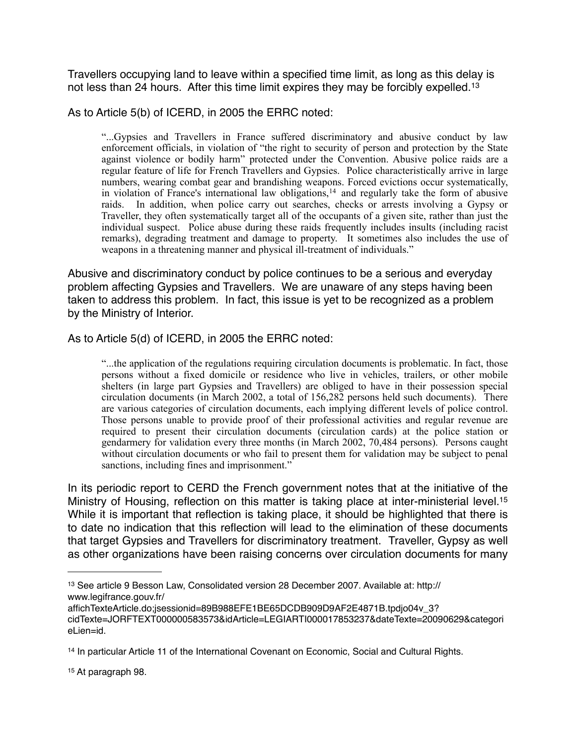Travellers occupying land to leave within a specified time limit, as long as this delay is not less than 24 hours. After this time limit expires they may be forcibly expelled.[13]

As to Article 5(b) of ICERD, in 2005 the ERRC noted:

> "...Gypsies and Travellers in France suffered discriminatory and abusive conduct by law enforcement officials, in violation of "the right to security of person and protection by the State against violence or bodily harm" protected under the Convention. Abusive police raids are a regular feature of life for French Travellers and Gypsies. Police characteristically arrive in large numbers, wearing combat gear and brandishing weapons. Forced evictions occur systematically, in violation of France's international law obligations,[14] and regularly take the form of abusive raids. In addition, when police carry out searches, checks or arrests involving a Gypsy or Traveller, they often systematically target all of the occupants of a given site, rather than just the individual suspect. Police abuse during these raids frequently includes insults (including racist remarks), degrading treatment and damage to property. It sometimes also includes the use of weapons in a threatening manner and physical ill-treatment of individuals."

Abusive and discriminatory conduct by police continues to be a serious and everyday problem affecting Gypsies and Travellers. We are unaware of any steps having been taken to address this problem. In fact, this issue is yet to be recognized as a problem by the Ministry of Interior.

As to Article 5(d) of ICERD, in 2005 the ERRC noted:

> "...the application of the regulations requiring circulation documents is problematic. In fact, those persons without a fixed domicile or residence who live in vehicles, trailers, or other mobile shelters (in large part Gypsies and Travellers) are obliged to have in their possession special circulation documents (in March 2002, a total of 156,282 persons held such documents). There are various categories of circulation documents, each implying different levels of police control. Those persons unable to provide proof of their professional activities and regular revenue are required to present their circulation documents (circulation cards) at the police station or gendarmery for validation every three months (in March 2002, 70,484 persons). Persons caught without circulation documents or who fail to present them for validation may be subject to penal sanctions, including fines and imprisonment."

In its periodic report to CERD the French government notes that at the initiative of the Ministry of Housing, reflection on this matter is taking place at inter-ministerial level.[15] While it is important that reflection is taking place, it should be highlighted that there is to date no indication that this reflection will lead to the elimination of these documents that target Gypsies and Travellers for discriminatory treatment. Traveller, Gypsy as well as other organizations have been raising concerns over circulation documents for many

---

[13] See article 9 Besson Law, Consolidated version 28 December 2007. Available at: http://www.legifrance.gouv.fr/affichTexteArticle.do;jsessionid=89B988EFE1BE65DCDB909D9AF2E4871B.tpdjo04v_3?cidTexte=JORFTEXT000000583573&idArticle=LEGIARTI000017853237&dateTexte=20090629&categorieLien=id.

[14] In particular Article 11 of the International Covenant on Economic, Social and Cultural Rights.

[15] At paragraph 98.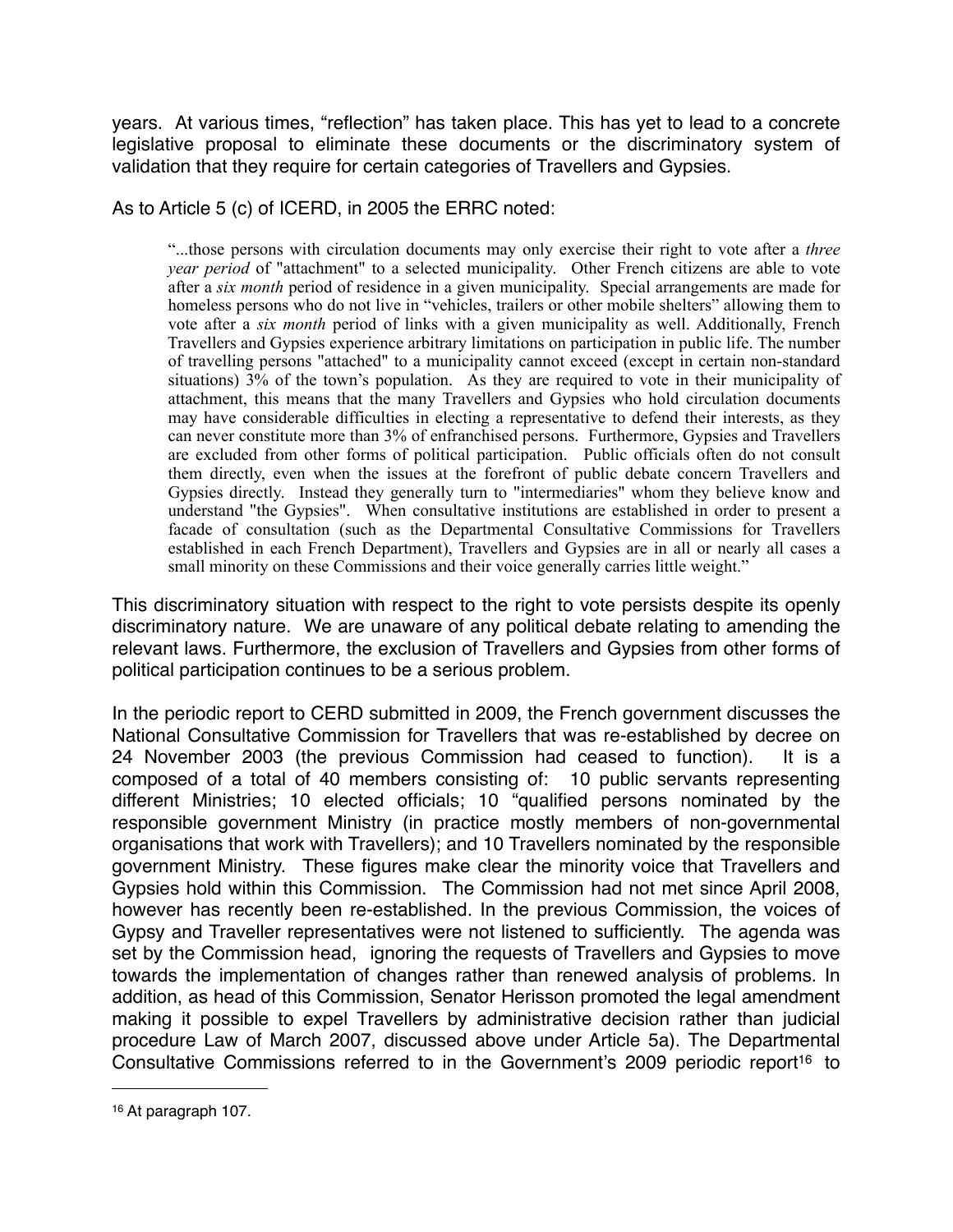years. At various times, "reflection" has taken place. This has yet to lead to a concrete legislative proposal to eliminate these documents or the discriminatory system of validation that they require for certain categories of Travellers and Gypsies.

As to Article 5 (c) of ICERD, in 2005 the ERRC noted:

> "...those persons with circulation documents may only exercise their right to vote after a *three year period* of "attachment" to a selected municipality. Other French citizens are able to vote after a *six month* period of residence in a given municipality. Special arrangements are made for homeless persons who do not live in "vehicles, trailers or other mobile shelters" allowing them to vote after a *six month* period of links with a given municipality as well. Additionally, French Travellers and Gypsies experience arbitrary limitations on participation in public life. The number of travelling persons "attached" to a municipality cannot exceed (except in certain non-standard situations) 3% of the town's population. As they are required to vote in their municipality of attachment, this means that the many Travellers and Gypsies who hold circulation documents may have considerable difficulties in electing a representative to defend their interests, as they can never constitute more than 3% of enfranchised persons. Furthermore, Gypsies and Travellers are excluded from other forms of political participation. Public officials often do not consult them directly, even when the issues at the forefront of public debate concern Travellers and Gypsies directly. Instead they generally turn to "intermediaries" whom they believe know and understand "the Gypsies". When consultative institutions are established in order to present a facade of consultation (such as the Departmental Consultative Commissions for Travellers established in each French Department), Travellers and Gypsies are in all or nearly all cases a small minority on these Commissions and their voice generally carries little weight."

This discriminatory situation with respect to the right to vote persists despite its openly discriminatory nature. We are unaware of any political debate relating to amending the relevant laws. Furthermore, the exclusion of Travellers and Gypsies from other forms of political participation continues to be a serious problem.

In the periodic report to CERD submitted in 2009, the French government discusses the National Consultative Commission for Travellers that was re-established by decree on 24 November 2003 (the previous Commission had ceased to function). It is a composed of a total of 40 members consisting of: 10 public servants representing different Ministries; 10 elected officials; 10 "qualified persons nominated by the responsible government Ministry (in practice mostly members of non-governmental organisations that work with Travellers); and 10 Travellers nominated by the responsible government Ministry. These figures make clear the minority voice that Travellers and Gypsies hold within this Commission. The Commission had not met since April 2008, however has recently been re-established. In the previous Commission, the voices of Gypsy and Traveller representatives were not listened to sufficiently. The agenda was set by the Commission head, ignoring the requests of Travellers and Gypsies to move towards the implementation of changes rather than renewed analysis of problems. In addition, as head of this Commission, Senator Herisson promoted the legal amendment making it possible to expel Travellers by administrative decision rather than judicial procedure Law of March 2007, discussed above under Article 5a). The Departmental Consultative Commissions referred to in the Government's 2009 periodic report[16] to

[16] At paragraph 107.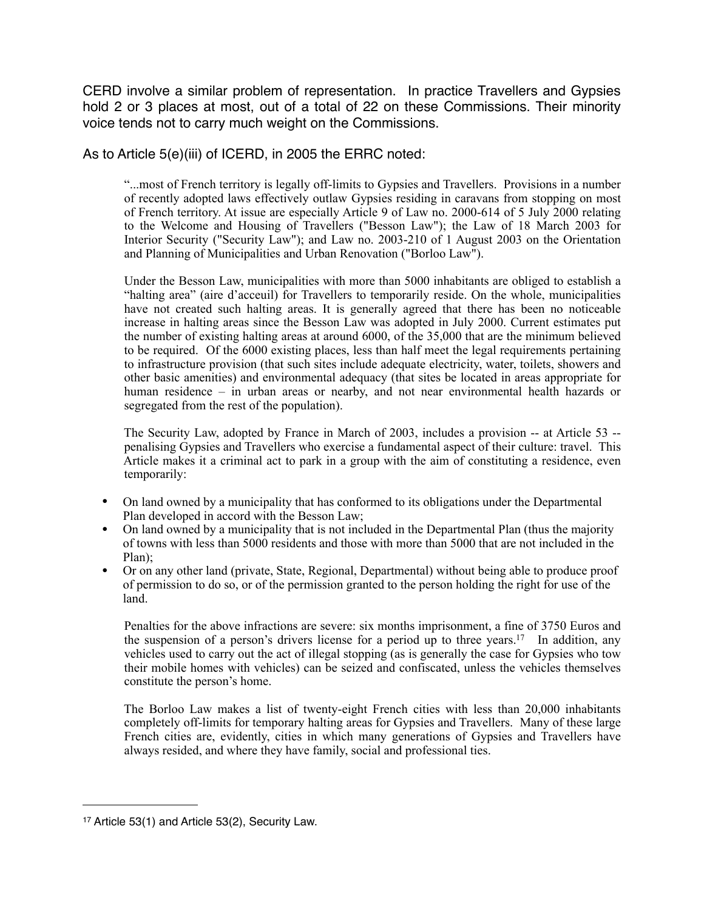CERD involve a similar problem of representation. In practice Travellers and Gypsies hold 2 or 3 places at most, out of a total of 22 on these Commissions. Their minority voice tends not to carry much weight on the Commissions.

As to Article 5(e)(iii) of ICERD, in 2005 the ERRC noted:

> "...most of French territory is legally off-limits to Gypsies and Travellers. Provisions in a number of recently adopted laws effectively outlaw Gypsies residing in caravans from stopping on most of French territory. At issue are especially Article 9 of Law no. 2000-614 of 5 July 2000 relating to the Welcome and Housing of Travellers ("Besson Law"); the Law of 18 March 2003 for Interior Security ("Security Law"); and Law no. 2003-210 of 1 August 2003 on the Orientation and Planning of Municipalities and Urban Renovation ("Borloo Law").
>
> Under the Besson Law, municipalities with more than 5000 inhabitants are obliged to establish a "halting area" (aire d'acceuil) for Travellers to temporarily reside. On the whole, municipalities have not created such halting areas. It is generally agreed that there has been no noticeable increase in halting areas since the Besson Law was adopted in July 2000. Current estimates put the number of existing halting areas at around 6000, of the 35,000 that are the minimum believed to be required. Of the 6000 existing places, less than half meet the legal requirements pertaining to infrastructure provision (that such sites include adequate electricity, water, toilets, showers and other basic amenities) and environmental adequacy (that sites be located in areas appropriate for human residence – in urban areas or nearby, and not near environmental health hazards or segregated from the rest of the population).
>
> The Security Law, adopted by France in March of 2003, includes a provision -- at Article 53 -- penalising Gypsies and Travellers who exercise a fundamental aspect of their culture: travel. This Article makes it a criminal act to park in a group with the aim of constituting a residence, even temporarily:
>
> - On land owned by a municipality that has conformed to its obligations under the Departmental Plan developed in accord with the Besson Law;
> - On land owned by a municipality that is not included in the Departmental Plan (thus the majority of towns with less than 5000 residents and those with more than 5000 that are not included in the Plan);
> - Or on any other land (private, State, Regional, Departmental) without being able to produce proof of permission to do so, or of the permission granted to the person holding the right for use of the land.
>
> Penalties for the above infractions are severe: six months imprisonment, a fine of 3750 Euros and the suspension of a person's drivers license for a period up to three years.[17] In addition, any vehicles used to carry out the act of illegal stopping (as is generally the case for Gypsies who tow their mobile homes with vehicles) can be seized and confiscated, unless the vehicles themselves constitute the person's home.
>
> The Borloo Law makes a list of twenty-eight French cities with less than 20,000 inhabitants completely off-limits for temporary halting areas for Gypsies and Travellers. Many of these large French cities are, evidently, cities in which many generations of Gypsies and Travellers have always resided, and where they have family, social and professional ties.

---

[17] Article 53(1) and Article 53(2), Security Law.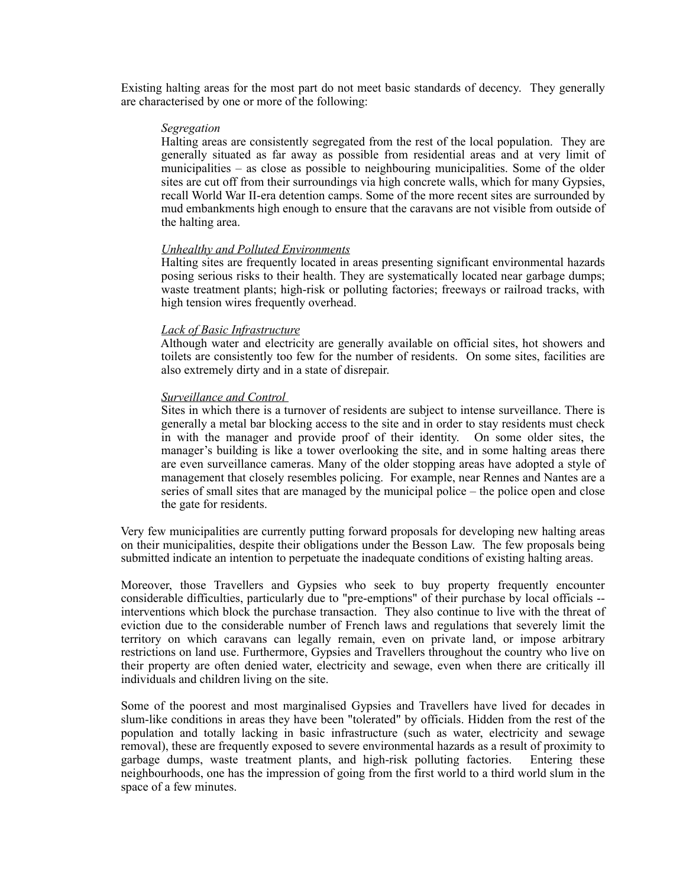Existing halting areas for the most part do not meet basic standards of decency. They generally are characterised by one or more of the following:

> *Segregation*
>
> Halting areas are consistently segregated from the rest of the local population. They are generally situated as far away as possible from residential areas and at very limit of municipalities – as close as possible to neighbouring municipalities. Some of the older sites are cut off from their surroundings via high concrete walls, which for many Gypsies, recall World War II-era detention camps. Some of the more recent sites are surrounded by mud embankments high enough to ensure that the caravans are not visible from outside of the halting area.
>
> Unhealthy and Polluted Environments
>
> Halting sites are frequently located in areas presenting significant environmental hazards posing serious risks to their health. They are systematically located near garbage dumps; waste treatment plants; high-risk or polluting factories; freeways or railroad tracks, with high tension wires frequently overhead.
>
> Lack of Basic Infrastructure
>
> Although water and electricity are generally available on official sites, hot showers and toilets are consistently too few for the number of residents. On some sites, facilities are also extremely dirty and in a state of disrepair.
>
> Surveillance and Control
>
> Sites in which there is a turnover of residents are subject to intense surveillance. There is generally a metal bar blocking access to the site and in order to stay residents must check in with the manager and provide proof of their identity. On some older sites, the manager's building is like a tower overlooking the site, and in some halting areas there are even surveillance cameras. Many of the older stopping areas have adopted a style of management that closely resembles policing. For example, near Rennes and Nantes are a series of small sites that are managed by the municipal police – the police open and close the gate for residents.

Very few municipalities are currently putting forward proposals for developing new halting areas on their municipalities, despite their obligations under the Besson Law. The few proposals being submitted indicate an intention to perpetuate the inadequate conditions of existing halting areas.

Moreover, those Travellers and Gypsies who seek to buy property frequently encounter considerable difficulties, particularly due to "pre-emptions" of their purchase by local officials -- interventions which block the purchase transaction. They also continue to live with the threat of eviction due to the considerable number of French laws and regulations that severely limit the territory on which caravans can legally remain, even on private land, or impose arbitrary restrictions on land use. Furthermore, Gypsies and Travellers throughout the country who live on their property are often denied water, electricity and sewage, even when there are critically ill individuals and children living on the site.

Some of the poorest and most marginalised Gypsies and Travellers have lived for decades in slum-like conditions in areas they have been "tolerated" by officials. Hidden from the rest of the population and totally lacking in basic infrastructure (such as water, electricity and sewage removal), these are frequently exposed to severe environmental hazards as a result of proximity to garbage dumps, waste treatment plants, and high-risk polluting factories. Entering these neighbourhoods, one has the impression of going from the first world to a third world slum in the space of a few minutes.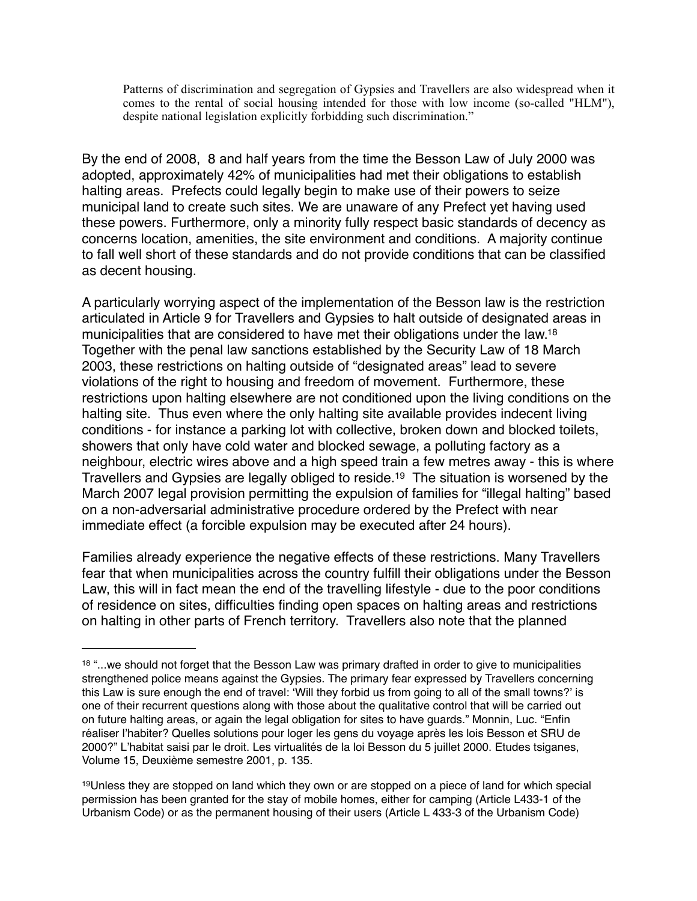> Patterns of discrimination and segregation of Gypsies and Travellers are also widespread when it comes to the rental of social housing intended for those with low income (so-called "HLM"), despite national legislation explicitly forbidding such discrimination."

By the end of 2008, 8 and half years from the time the Besson Law of July 2000 was adopted, approximately 42% of municipalities had met their obligations to establish halting areas. Prefects could legally begin to make use of their powers to seize municipal land to create such sites. We are unaware of any Prefect yet having used these powers. Furthermore, only a minority fully respect basic standards of decency as concerns location, amenities, the site environment and conditions. A majority continue to fall well short of these standards and do not provide conditions that can be classified as decent housing.

A particularly worrying aspect of the implementation of the Besson law is the restriction articulated in Article 9 for Travellers and Gypsies to halt outside of designated areas in municipalities that are considered to have met their obligations under the law.[18] Together with the penal law sanctions established by the Security Law of 18 March 2003, these restrictions on halting outside of "designated areas" lead to severe violations of the right to housing and freedom of movement. Furthermore, these restrictions upon halting elsewhere are not conditioned upon the living conditions on the halting site. Thus even where the only halting site available provides indecent living conditions - for instance a parking lot with collective, broken down and blocked toilets, showers that only have cold water and blocked sewage, a polluting factory as a neighbour, electric wires above and a high speed train a few metres away - this is where Travellers and Gypsies are legally obliged to reside.[19] The situation is worsened by the March 2007 legal provision permitting the expulsion of families for "illegal halting" based on a non-adversarial administrative procedure ordered by the Prefect with near immediate effect (a forcible expulsion may be executed after 24 hours).

Families already experience the negative effects of these restrictions. Many Travellers fear that when municipalities across the country fulfill their obligations under the Besson Law, this will in fact mean the end of the travelling lifestyle - due to the poor conditions of residence on sites, difficulties finding open spaces on halting areas and restrictions on halting in other parts of French territory. Travellers also note that the planned

---

[18] "...we should not forget that the Besson Law was primary drafted in order to give to municipalities strengthened police means against the Gypsies. The primary fear expressed by Travellers concerning this Law is sure enough the end of travel: 'Will they forbid us from going to all of the small towns?' is one of their recurrent questions along with those about the qualitative control that will be carried out on future halting areas, or again the legal obligation for sites to have guards." Monnin, Luc. "Enfin réaliser l'habiter? Quelles solutions pour loger les gens du voyage après les lois Besson et SRU de 2000?" L'habitat saisi par le droit. Les virtualités de la loi Besson du 5 juillet 2000. Etudes tsiganes, Volume 15, Deuxième semestre 2001, p. 135.

[19] Unless they are stopped on land which they own or are stopped on a piece of land for which special permission has been granted for the stay of mobile homes, either for camping (Article L433-1 of the Urbanism Code) or as the permanent housing of their users (Article L 433-3 of the Urbanism Code)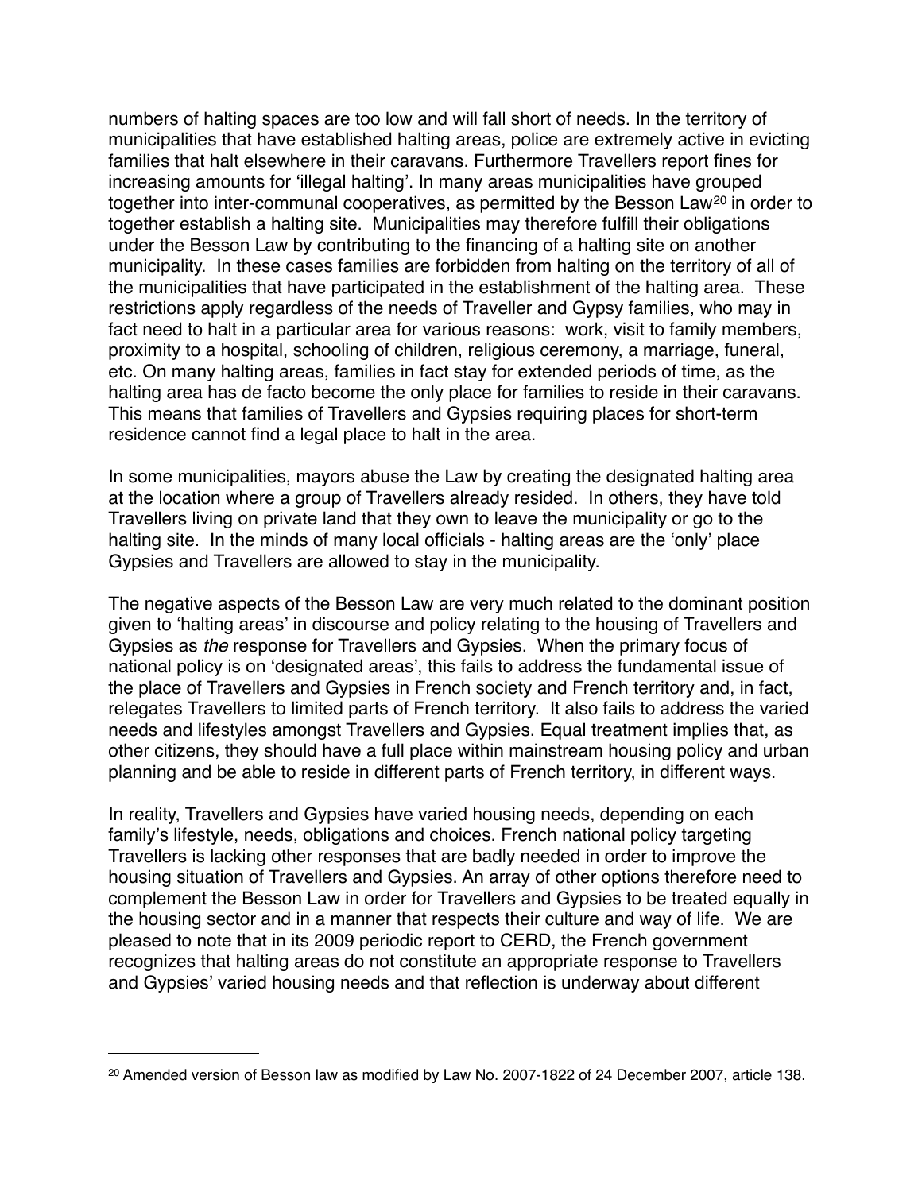numbers of halting spaces are too low and will fall short of needs. In the territory of municipalities that have established halting areas, police are extremely active in evicting families that halt elsewhere in their caravans. Furthermore Travellers report fines for increasing amounts for 'illegal halting'. In many areas municipalities have grouped together into inter-communal cooperatives, as permitted by the Besson Law[20] in order to together establish a halting site. Municipalities may therefore fulfill their obligations under the Besson Law by contributing to the financing of a halting site on another municipality. In these cases families are forbidden from halting on the territory of all of the municipalities that have participated in the establishment of the halting area. These restrictions apply regardless of the needs of Traveller and Gypsy families, who may in fact need to halt in a particular area for various reasons: work, visit to family members, proximity to a hospital, schooling of children, religious ceremony, a marriage, funeral, etc. On many halting areas, families in fact stay for extended periods of time, as the halting area has de facto become the only place for families to reside in their caravans. This means that families of Travellers and Gypsies requiring places for short-term residence cannot find a legal place to halt in the area.

In some municipalities, mayors abuse the Law by creating the designated halting area at the location where a group of Travellers already resided. In others, they have told Travellers living on private land that they own to leave the municipality or go to the halting site. In the minds of many local officials - halting areas are the 'only' place Gypsies and Travellers are allowed to stay in the municipality.

The negative aspects of the Besson Law are very much related to the dominant position given to 'halting areas' in discourse and policy relating to the housing of Travellers and Gypsies as *the* response for Travellers and Gypsies. When the primary focus of national policy is on 'designated areas', this fails to address the fundamental issue of the place of Travellers and Gypsies in French society and French territory and, in fact, relegates Travellers to limited parts of French territory. It also fails to address the varied needs and lifestyles amongst Travellers and Gypsies. Equal treatment implies that, as other citizens, they should have a full place within mainstream housing policy and urban planning and be able to reside in different parts of French territory, in different ways.

In reality, Travellers and Gypsies have varied housing needs, depending on each family's lifestyle, needs, obligations and choices. French national policy targeting Travellers is lacking other responses that are badly needed in order to improve the housing situation of Travellers and Gypsies. An array of other options therefore need to complement the Besson Law in order for Travellers and Gypsies to be treated equally in the housing sector and in a manner that respects their culture and way of life. We are pleased to note that in its 2009 periodic report to CERD, the French government recognizes that halting areas do not constitute an appropriate response to Travellers and Gypsies' varied housing needs and that reflection is underway about different

---

[20] Amended version of Besson law as modified by Law No. 2007-1822 of 24 December 2007, article 138.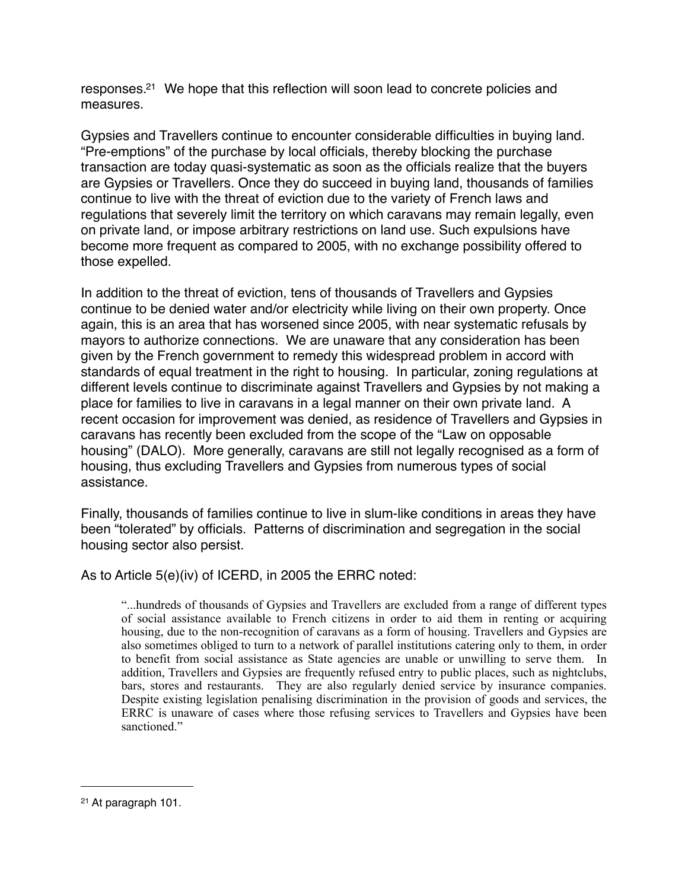responses.[21] We hope that this reflection will soon lead to concrete policies and measures.

Gypsies and Travellers continue to encounter considerable difficulties in buying land. "Pre-emptions" of the purchase by local officials, thereby blocking the purchase transaction are today quasi-systematic as soon as the officials realize that the buyers are Gypsies or Travellers. Once they do succeed in buying land, thousands of families continue to live with the threat of eviction due to the variety of French laws and regulations that severely limit the territory on which caravans may remain legally, even on private land, or impose arbitrary restrictions on land use. Such expulsions have become more frequent as compared to 2005, with no exchange possibility offered to those expelled.

In addition to the threat of eviction, tens of thousands of Travellers and Gypsies continue to be denied water and/or electricity while living on their own property. Once again, this is an area that has worsened since 2005, with near systematic refusals by mayors to authorize connections. We are unaware that any consideration has been given by the French government to remedy this widespread problem in accord with standards of equal treatment in the right to housing. In particular, zoning regulations at different levels continue to discriminate against Travellers and Gypsies by not making a place for families to live in caravans in a legal manner on their own private land. A recent occasion for improvement was denied, as residence of Travellers and Gypsies in caravans has recently been excluded from the scope of the "Law on opposable housing" (DALO). More generally, caravans are still not legally recognised as a form of housing, thus excluding Travellers and Gypsies from numerous types of social assistance.

Finally, thousands of families continue to live in slum-like conditions in areas they have been "tolerated" by officials. Patterns of discrimination and segregation in the social housing sector also persist.

As to Article 5(e)(iv) of ICERD, in 2005 the ERRC noted:

> "...hundreds of thousands of Gypsies and Travellers are excluded from a range of different types of social assistance available to French citizens in order to aid them in renting or acquiring housing, due to the non-recognition of caravans as a form of housing. Travellers and Gypsies are also sometimes obliged to turn to a network of parallel institutions catering only to them, in order to benefit from social assistance as State agencies are unable or unwilling to serve them. In addition, Travellers and Gypsies are frequently refused entry to public places, such as nightclubs, bars, stores and restaurants. They are also regularly denied service by insurance companies. Despite existing legislation penalising discrimination in the provision of goods and services, the ERRC is unaware of cases where those refusing services to Travellers and Gypsies have been sanctioned."

---

[21] At paragraph 101.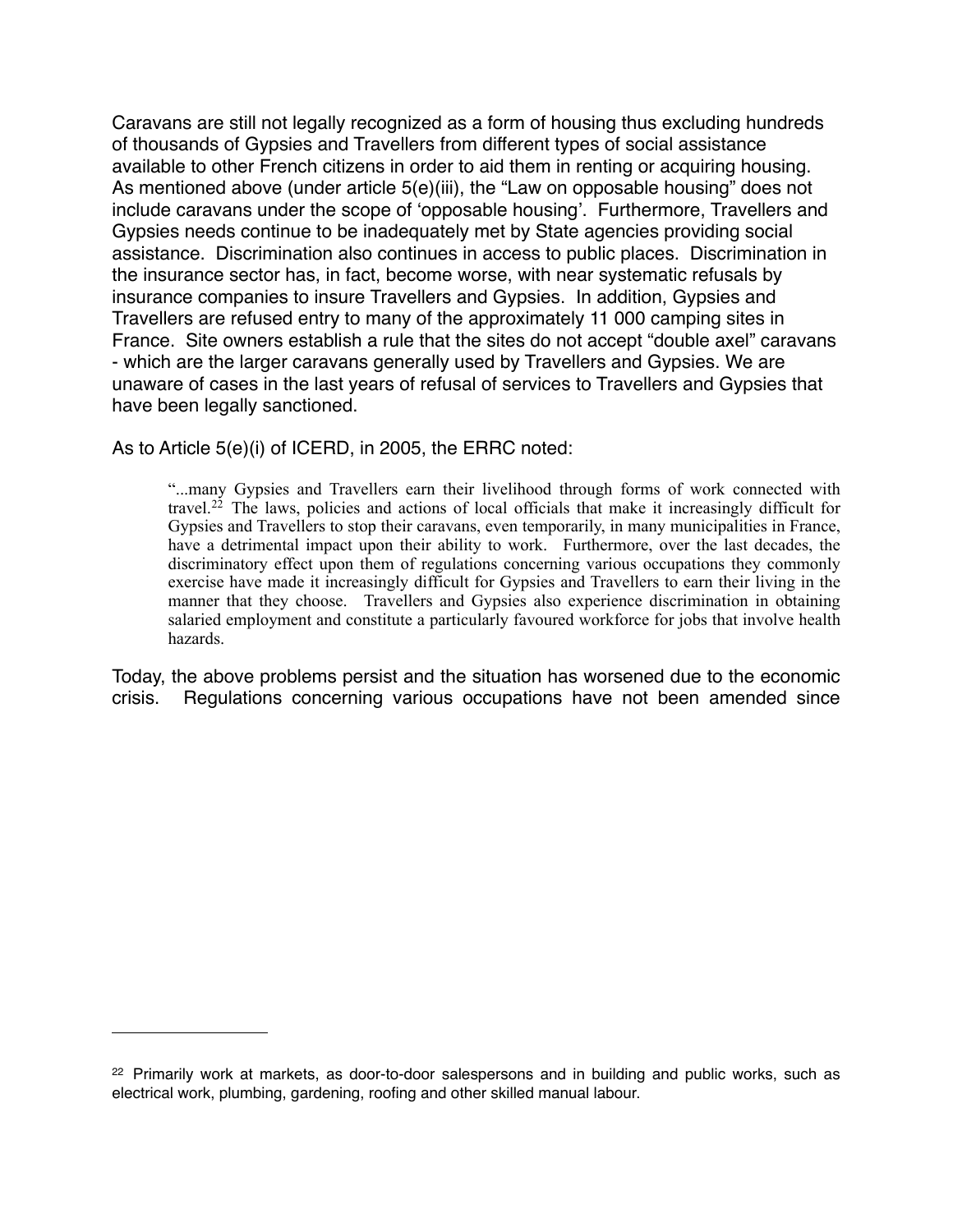Caravans are still not legally recognized as a form of housing thus excluding hundreds of thousands of Gypsies and Travellers from different types of social assistance available to other French citizens in order to aid them in renting or acquiring housing. As mentioned above (under article 5(e)(iii), the "Law on opposable housing" does not include caravans under the scope of 'opposable housing'. Furthermore, Travellers and Gypsies needs continue to be inadequately met by State agencies providing social assistance. Discrimination also continues in access to public places. Discrimination in the insurance sector has, in fact, become worse, with near systematic refusals by insurance companies to insure Travellers and Gypsies. In addition, Gypsies and Travellers are refused entry to many of the approximately 11 000 camping sites in France. Site owners establish a rule that the sites do not accept "double axel" caravans - which are the larger caravans generally used by Travellers and Gypsies. We are unaware of cases in the last years of refusal of services to Travellers and Gypsies that have been legally sanctioned.

As to Article 5(e)(i) of ICERD, in 2005, the ERRC noted:

> "...many Gypsies and Travellers earn their livelihood through forms of work connected with travel.[22] The laws, policies and actions of local officials that make it increasingly difficult for Gypsies and Travellers to stop their caravans, even temporarily, in many municipalities in France, have a detrimental impact upon their ability to work. Furthermore, over the last decades, the discriminatory effect upon them of regulations concerning various occupations they commonly exercise have made it increasingly difficult for Gypsies and Travellers to earn their living in the manner that they choose. Travellers and Gypsies also experience discrimination in obtaining salaried employment and constitute a particularly favoured workforce for jobs that involve health hazards.

Today, the above problems persist and the situation has worsened due to the economic crisis. Regulations concerning various occupations have not been amended since

---

[22] Primarily work at markets, as door-to-door salespersons and in building and public works, such as electrical work, plumbing, gardening, roofing and other skilled manual labour.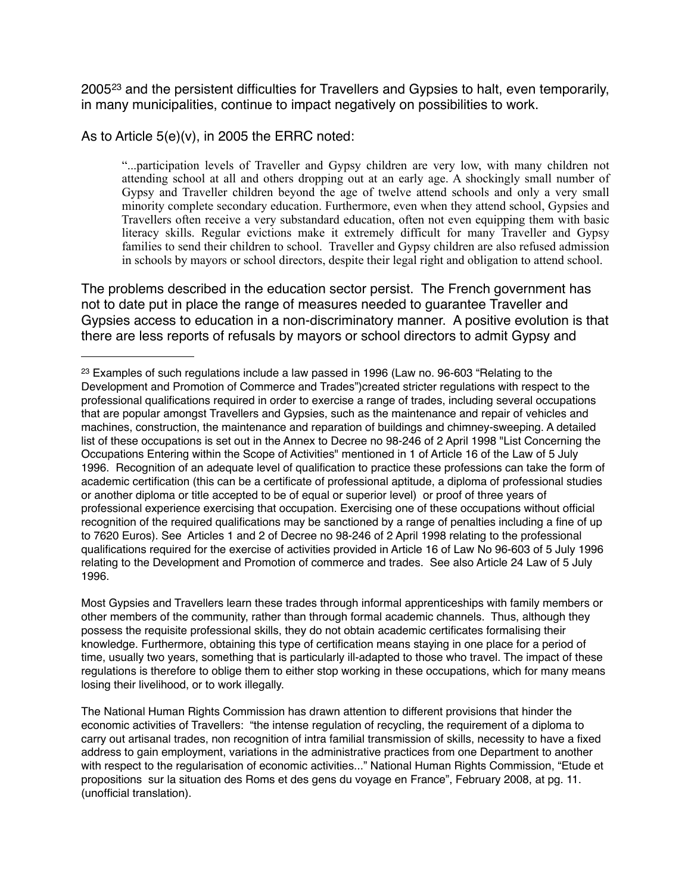2005[23] and the persistent difficulties for Travellers and Gypsies to halt, even temporarily, in many municipalities, continue to impact negatively on possibilities to work.

As to Article 5(e)(v), in 2005 the ERRC noted:

> "...participation levels of Traveller and Gypsy children are very low, with many children not attending school at all and others dropping out at an early age. A shockingly small number of Gypsy and Traveller children beyond the age of twelve attend schools and only a very small minority complete secondary education. Furthermore, even when they attend school, Gypsies and Travellers often receive a very substandard education, often not even equipping them with basic literacy skills. Regular evictions make it extremely difficult for many Traveller and Gypsy families to send their children to school. Traveller and Gypsy children are also refused admission in schools by mayors or school directors, despite their legal right and obligation to attend school.

The problems described in the education sector persist. The French government has not to date put in place the range of measures needed to guarantee Traveller and Gypsies access to education in a non-discriminatory manner. A positive evolution is that there are less reports of refusals by mayors or school directors to admit Gypsy and

---

[23] Examples of such regulations include a law passed in 1996 (Law no. 96-603 "Relating to the Development and Promotion of Commerce and Trades")created stricter regulations with respect to the professional qualifications required in order to exercise a range of trades, including several occupations that are popular amongst Travellers and Gypsies, such as the maintenance and repair of vehicles and machines, construction, the maintenance and reparation of buildings and chimney-sweeping. A detailed list of these occupations is set out in the Annex to Decree no 98-246 of 2 April 1998 "List Concerning the Occupations Entering within the Scope of Activities" mentioned in 1 of Article 16 of the Law of 5 July 1996. Recognition of an adequate level of qualification to practice these professions can take the form of academic certification (this can be a certificate of professional aptitude, a diploma of professional studies or another diploma or title accepted to be of equal or superior level) or proof of three years of professional experience exercising that occupation. Exercising one of these occupations without official recognition of the required qualifications may be sanctioned by a range of penalties including a fine of up to 7620 Euros). See Articles 1 and 2 of Decree no 98-246 of 2 April 1998 relating to the professional qualifications required for the exercise of activities provided in Article 16 of Law No 96-603 of 5 July 1996 relating to the Development and Promotion of commerce and trades. See also Article 24 Law of 5 July 1996.

Most Gypsies and Travellers learn these trades through informal apprenticeships with family members or other members of the community, rather than through formal academic channels. Thus, although they possess the requisite professional skills, they do not obtain academic certificates formalising their knowledge. Furthermore, obtaining this type of certification means staying in one place for a period of time, usually two years, something that is particularly ill-adapted to those who travel. The impact of these regulations is therefore to oblige them to either stop working in these occupations, which for many means losing their livelihood, or to work illegally.

The National Human Rights Commission has drawn attention to different provisions that hinder the economic activities of Travellers: "the intense regulation of recycling, the requirement of a diploma to carry out artisanal trades, non recognition of intra familial transmission of skills, necessity to have a fixed address to gain employment, variations in the administrative practices from one Department to another with respect to the regularisation of economic activities..." National Human Rights Commission, "Etude et propositions sur la situation des Roms et des gens du voyage en France", February 2008, at pg. 11. (unofficial translation).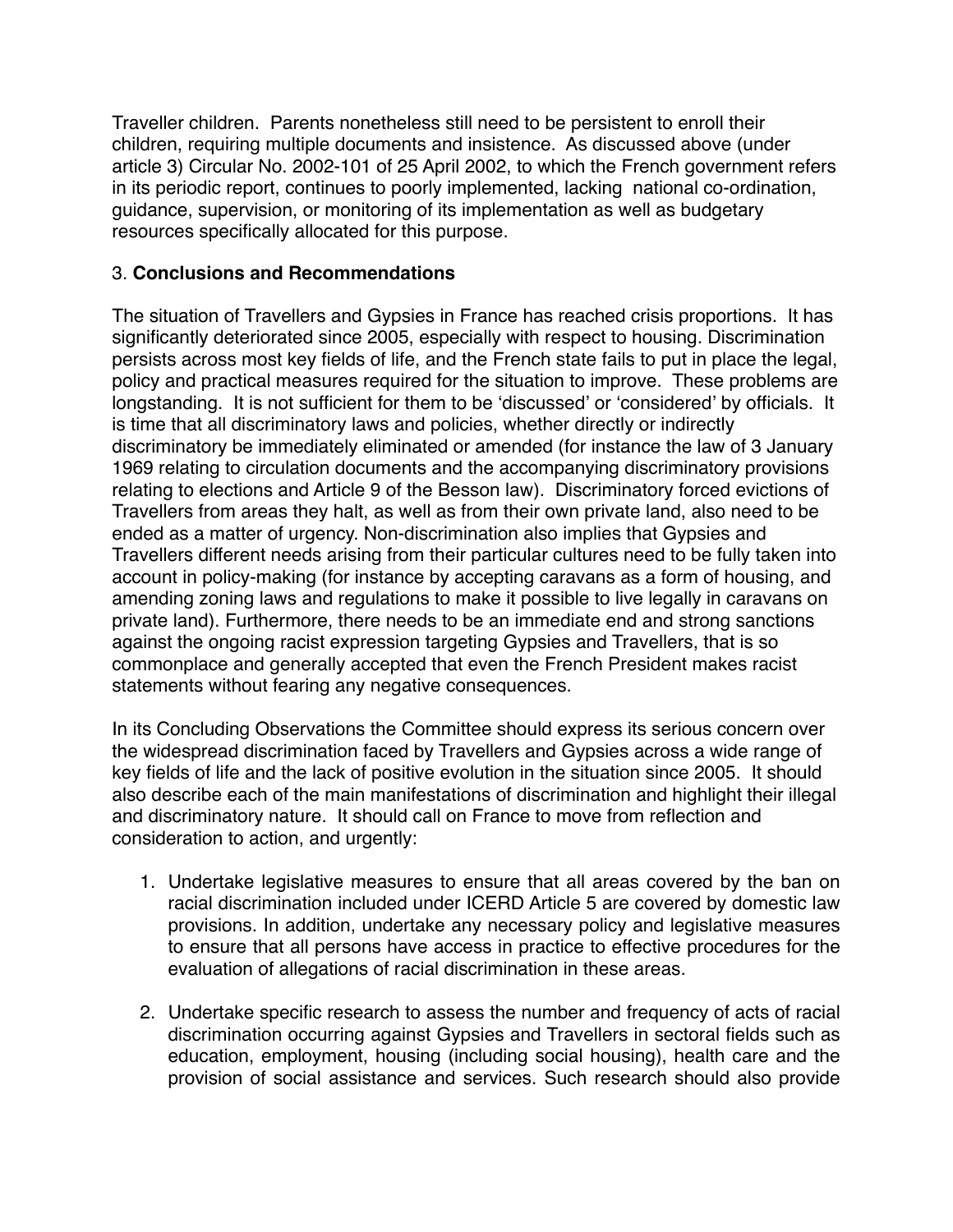Traveller children. Parents nonetheless still need to be persistent to enroll their children, requiring multiple documents and insistence. As discussed above (under article 3) Circular No. 2002-101 of 25 April 2002, to which the French government refers in its periodic report, continues to poorly implemented, lacking national co-ordination, guidance, supervision, or monitoring of its implementation as well as budgetary resources specifically allocated for this purpose.

3. **Conclusions and Recommendations**

The situation of Travellers and Gypsies in France has reached crisis proportions. It has significantly deteriorated since 2005, especially with respect to housing. Discrimination persists across most key fields of life, and the French state fails to put in place the legal, policy and practical measures required for the situation to improve. These problems are longstanding. It is not sufficient for them to be 'discussed' or 'considered' by officials. It is time that all discriminatory laws and policies, whether directly or indirectly discriminatory be immediately eliminated or amended (for instance the law of 3 January 1969 relating to circulation documents and the accompanying discriminatory provisions relating to elections and Article 9 of the Besson law). Discriminatory forced evictions of Travellers from areas they halt, as well as from their own private land, also need to be ended as a matter of urgency. Non-discrimination also implies that Gypsies and Travellers different needs arising from their particular cultures need to be fully taken into account in policy-making (for instance by accepting caravans as a form of housing, and amending zoning laws and regulations to make it possible to live legally in caravans on private land). Furthermore, there needs to be an immediate end and strong sanctions against the ongoing racist expression targeting Gypsies and Travellers, that is so commonplace and generally accepted that even the French President makes racist statements without fearing any negative consequences.

In its Concluding Observations the Committee should express its serious concern over the widespread discrimination faced by Travellers and Gypsies across a wide range of key fields of life and the lack of positive evolution in the situation since 2005. It should also describe each of the main manifestations of discrimination and highlight their illegal and discriminatory nature. It should call on France to move from reflection and consideration to action, and urgently:

1. Undertake legislative measures to ensure that all areas covered by the ban on racial discrimination included under ICERD Article 5 are covered by domestic law provisions. In addition, undertake any necessary policy and legislative measures to ensure that all persons have access in practice to effective procedures for the evaluation of allegations of racial discrimination in these areas.

2. Undertake specific research to assess the number and frequency of acts of racial discrimination occurring against Gypsies and Travellers in sectoral fields such as education, employment, housing (including social housing), health care and the provision of social assistance and services. Such research should also provide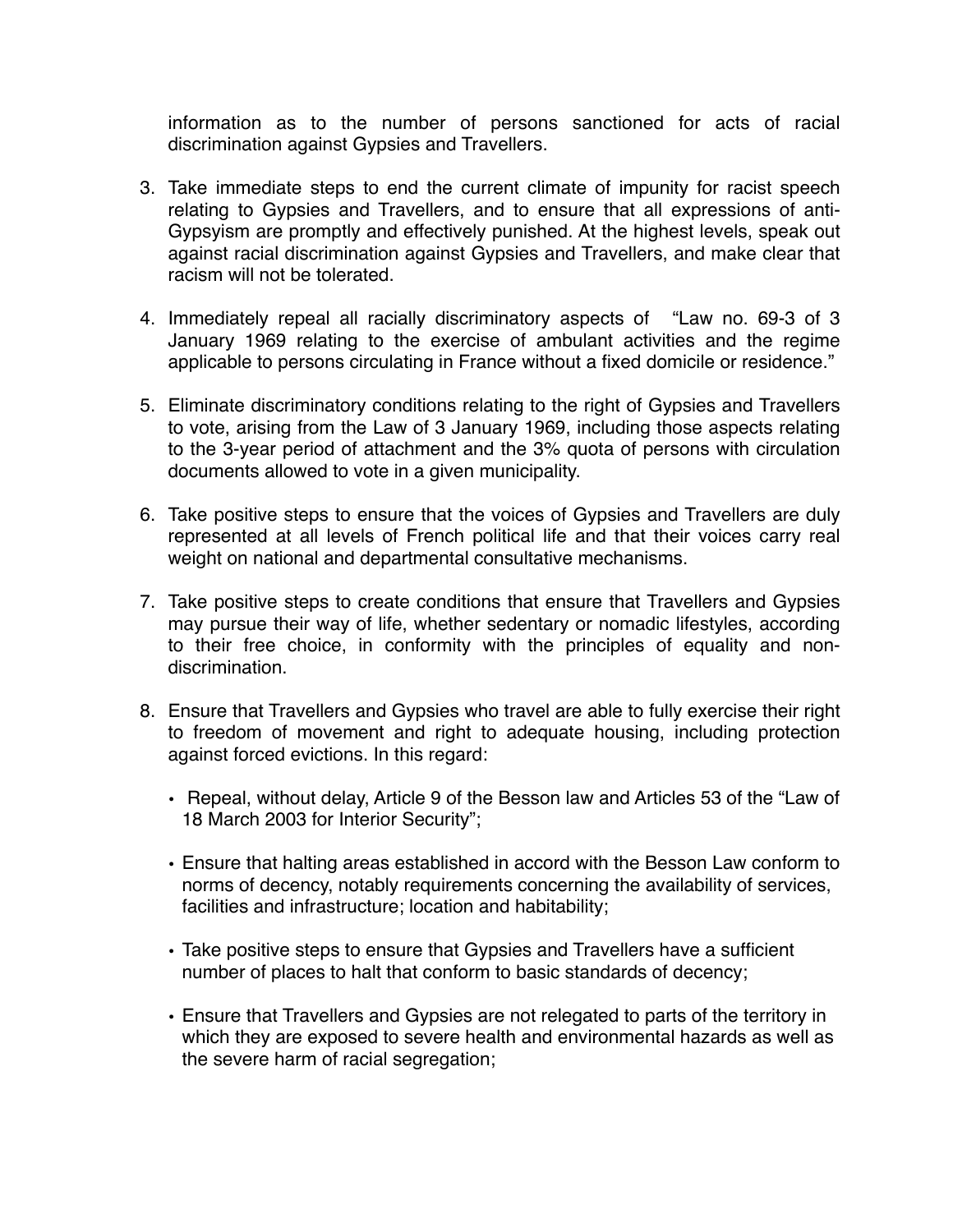information as to the number of persons sanctioned for acts of racial discrimination against Gypsies and Travellers.

3. Take immediate steps to end the current climate of impunity for racist speech relating to Gypsies and Travellers, and to ensure that all expressions of anti-Gypsyism are promptly and effectively punished. At the highest levels, speak out against racial discrimination against Gypsies and Travellers, and make clear that racism will not be tolerated.

4. Immediately repeal all racially discriminatory aspects of "Law no. 69-3 of 3 January 1969 relating to the exercise of ambulant activities and the regime applicable to persons circulating in France without a fixed domicile or residence."

5. Eliminate discriminatory conditions relating to the right of Gypsies and Travellers to vote, arising from the Law of 3 January 1969, including those aspects relating to the 3-year period of attachment and the 3% quota of persons with circulation documents allowed to vote in a given municipality.

6. Take positive steps to ensure that the voices of Gypsies and Travellers are duly represented at all levels of French political life and that their voices carry real weight on national and departmental consultative mechanisms.

7. Take positive steps to create conditions that ensure that Travellers and Gypsies may pursue their way of life, whether sedentary or nomadic lifestyles, according to their free choice, in conformity with the principles of equality and non-discrimination.

8. Ensure that Travellers and Gypsies who travel are able to fully exercise their right to freedom of movement and right to adequate housing, including protection against forced evictions. In this regard:

   - Repeal, without delay, Article 9 of the Besson law and Articles 53 of the "Law of 18 March 2003 for Interior Security";

   - Ensure that halting areas established in accord with the Besson Law conform to norms of decency, notably requirements concerning the availability of services, facilities and infrastructure; location and habitability;

   - Take positive steps to ensure that Gypsies and Travellers have a sufficient number of places to halt that conform to basic standards of decency;

   - Ensure that Travellers and Gypsies are not relegated to parts of the territory in which they are exposed to severe health and environmental hazards as well as the severe harm of racial segregation;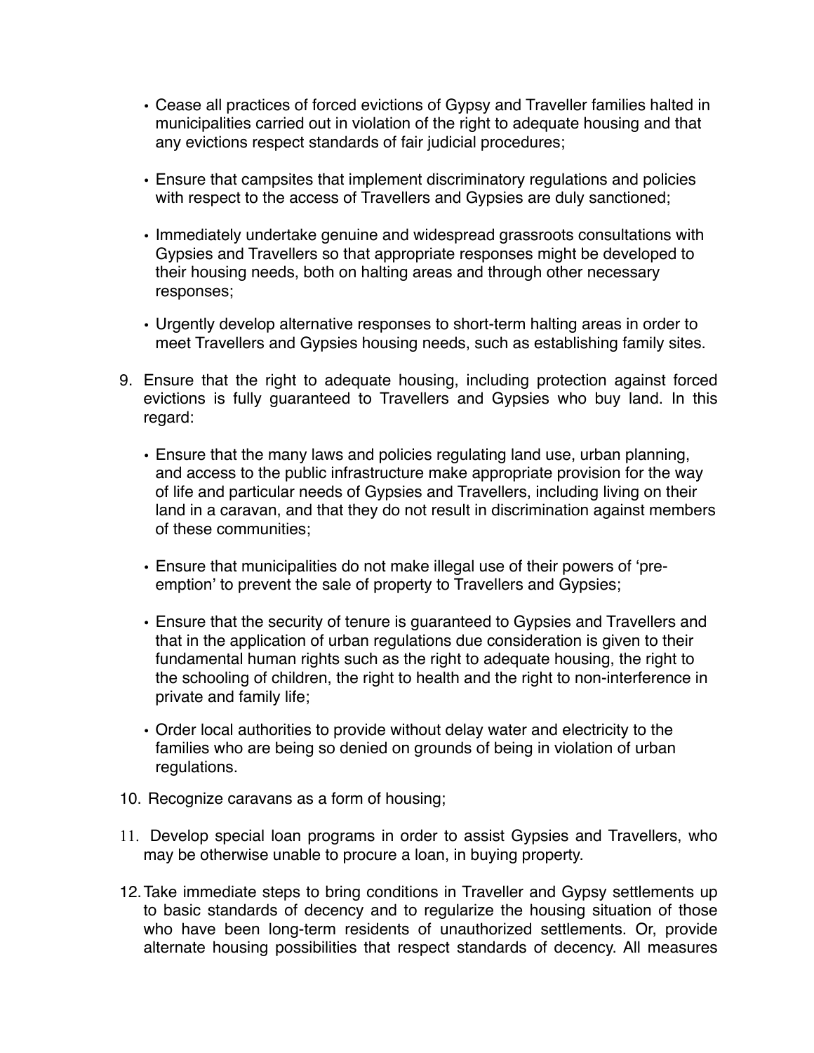- Cease all practices of forced evictions of Gypsy and Traveller families halted in municipalities carried out in violation of the right to adequate housing and that any evictions respect standards of fair judicial procedures;

- Ensure that campsites that implement discriminatory regulations and policies with respect to the access of Travellers and Gypsies are duly sanctioned;

- Immediately undertake genuine and widespread grassroots consultations with Gypsies and Travellers so that appropriate responses might be developed to their housing needs, both on halting areas and through other necessary responses;

- Urgently develop alternative responses to short-term halting areas in order to meet Travellers and Gypsies housing needs, such as establishing family sites.

9. Ensure that the right to adequate housing, including protection against forced evictions is fully guaranteed to Travellers and Gypsies who buy land. In this regard:

   - Ensure that the many laws and policies regulating land use, urban planning, and access to the public infrastructure make appropriate provision for the way of life and particular needs of Gypsies and Travellers, including living on their land in a caravan, and that they do not result in discrimination against members of these communities;

   - Ensure that municipalities do not make illegal use of their powers of 'pre-emption' to prevent the sale of property to Travellers and Gypsies;

   - Ensure that the security of tenure is guaranteed to Gypsies and Travellers and that in the application of urban regulations due consideration is given to their fundamental human rights such as the right to adequate housing, the right to the schooling of children, the right to health and the right to non-interference in private and family life;

   - Order local authorities to provide without delay water and electricity to the families who are being so denied on grounds of being in violation of urban regulations.

10. Recognize caravans as a form of housing;

11. Develop special loan programs in order to assist Gypsies and Travellers, who may be otherwise unable to procure a loan, in buying property.

12. Take immediate steps to bring conditions in Traveller and Gypsy settlements up to basic standards of decency and to regularize the housing situation of those who have been long-term residents of unauthorized settlements. Or, provide alternate housing possibilities that respect standards of decency. All measures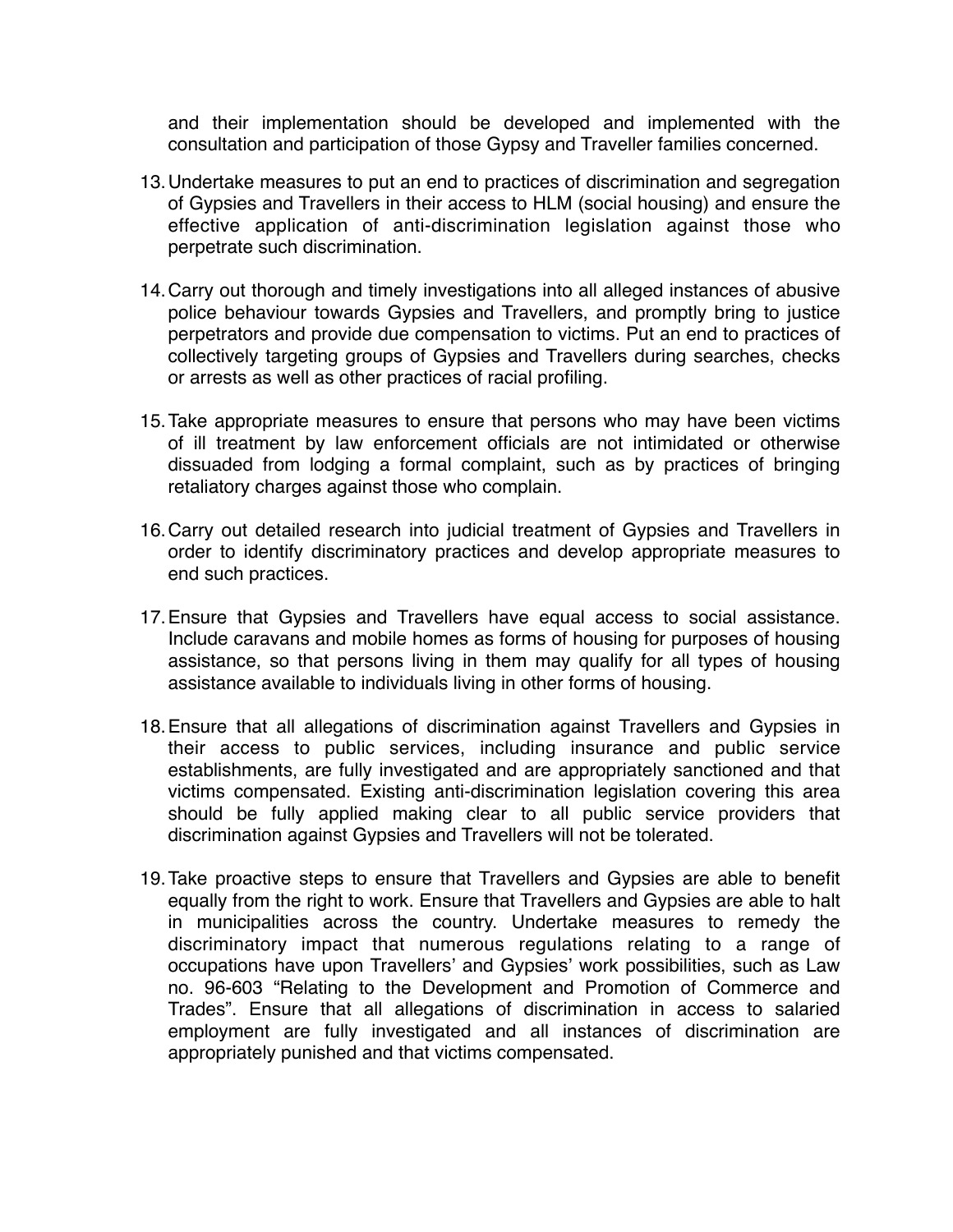and their implementation should be developed and implemented with the consultation and participation of those Gypsy and Traveller families concerned.

13. Undertake measures to put an end to practices of discrimination and segregation of Gypsies and Travellers in their access to HLM (social housing) and ensure the effective application of anti-discrimination legislation against those who perpetrate such discrimination.

14. Carry out thorough and timely investigations into all alleged instances of abusive police behaviour towards Gypsies and Travellers, and promptly bring to justice perpetrators and provide due compensation to victims. Put an end to practices of collectively targeting groups of Gypsies and Travellers during searches, checks or arrests as well as other practices of racial profiling.

15. Take appropriate measures to ensure that persons who may have been victims of ill treatment by law enforcement officials are not intimidated or otherwise dissuaded from lodging a formal complaint, such as by practices of bringing retaliatory charges against those who complain.

16. Carry out detailed research into judicial treatment of Gypsies and Travellers in order to identify discriminatory practices and develop appropriate measures to end such practices.

17. Ensure that Gypsies and Travellers have equal access to social assistance. Include caravans and mobile homes as forms of housing for purposes of housing assistance, so that persons living in them may qualify for all types of housing assistance available to individuals living in other forms of housing.

18. Ensure that all allegations of discrimination against Travellers and Gypsies in their access to public services, including insurance and public service establishments, are fully investigated and are appropriately sanctioned and that victims compensated. Existing anti-discrimination legislation covering this area should be fully applied making clear to all public service providers that discrimination against Gypsies and Travellers will not be tolerated.

19. Take proactive steps to ensure that Travellers and Gypsies are able to benefit equally from the right to work. Ensure that Travellers and Gypsies are able to halt in municipalities across the country. Undertake measures to remedy the discriminatory impact that numerous regulations relating to a range of occupations have upon Travellers' and Gypsies' work possibilities, such as Law no. 96-603 "Relating to the Development and Promotion of Commerce and Trades". Ensure that all allegations of discrimination in access to salaried employment are fully investigated and all instances of discrimination are appropriately punished and that victims compensated.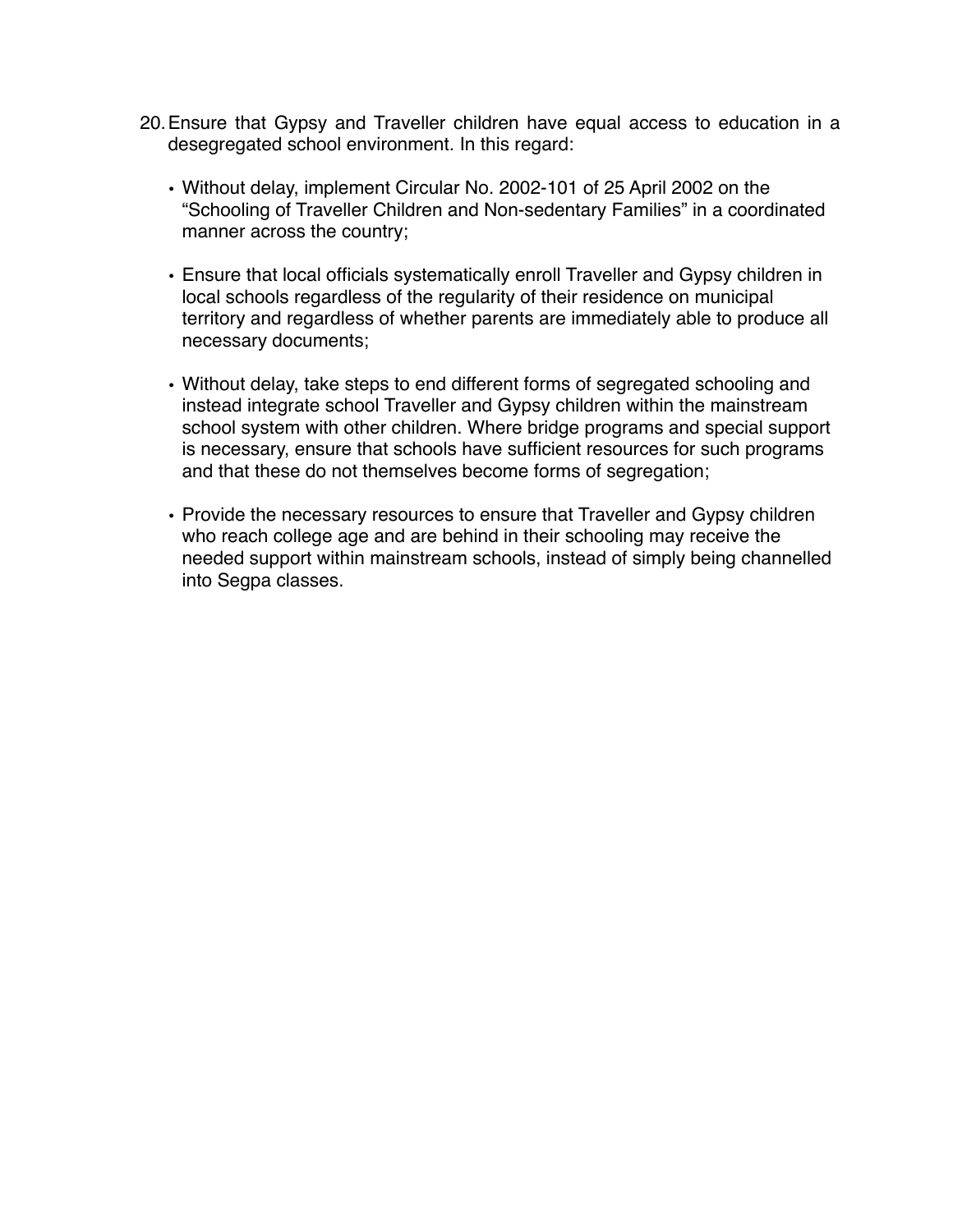20. Ensure that Gypsy and Traveller children have equal access to education in a desegregated school environment. In this regard:

    - Without delay, implement Circular No. 2002-101 of 25 April 2002 on the "Schooling of Traveller Children and Non-sedentary Families" in a coordinated manner across the country;

    - Ensure that local officials systematically enroll Traveller and Gypsy children in local schools regardless of the regularity of their residence on municipal territory and regardless of whether parents are immediately able to produce all necessary documents;

    - Without delay, take steps to end different forms of segregated schooling and instead integrate school Traveller and Gypsy children within the mainstream school system with other children. Where bridge programs and special support is necessary, ensure that schools have sufficient resources for such programs and that these do not themselves become forms of segregation;

    - Provide the necessary resources to ensure that Traveller and Gypsy children who reach college age and are behind in their schooling may receive the needed support within mainstream schools, instead of simply being channelled into Segpa classes.